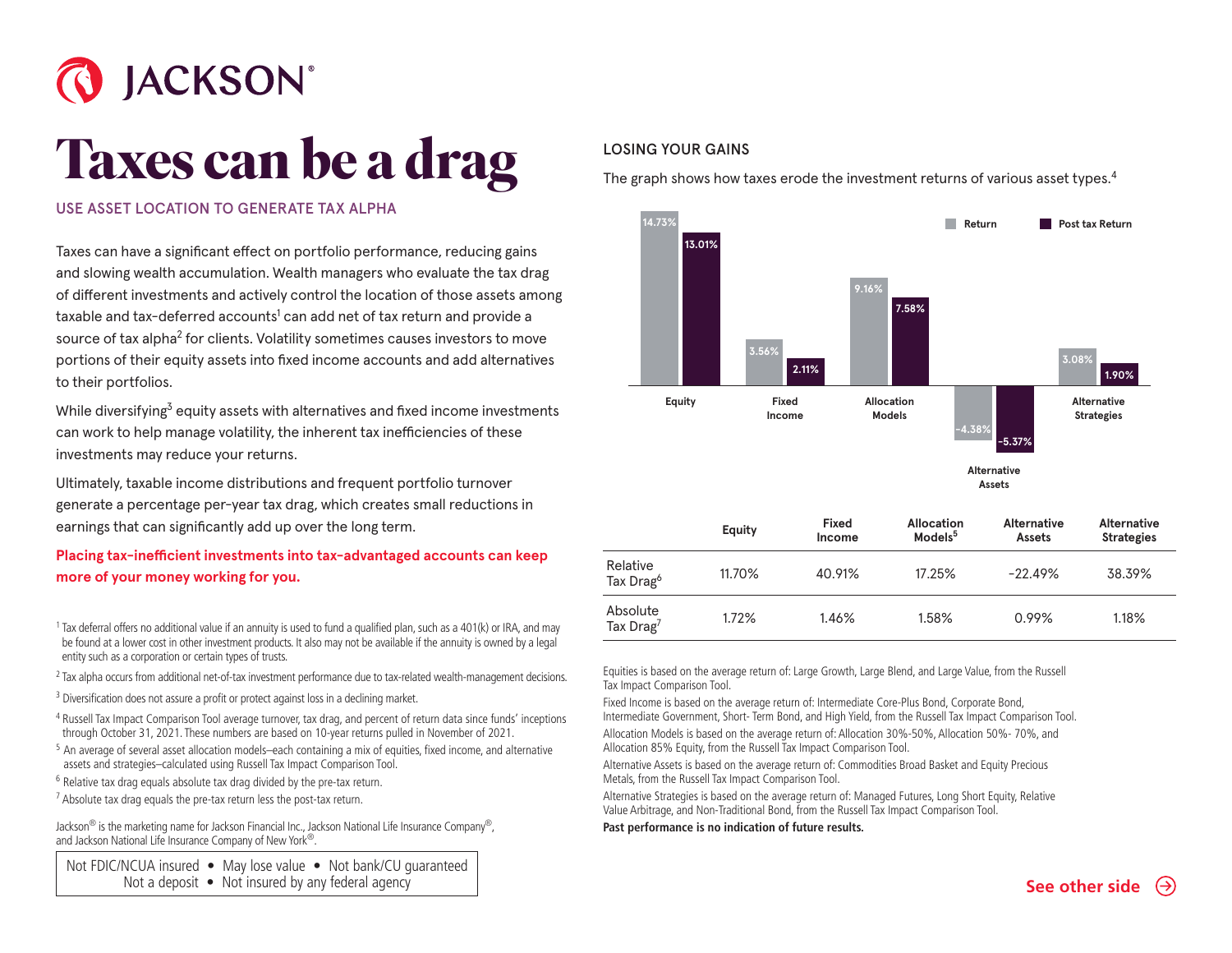JACKSON®

# Taxes can be a drag

## USE ASSET LOCATION TO GENERATE TAX ALPHA

Taxes can have a significant effect on portfolio performance, reducing gains and slowing wealth accumulation. Wealth managers who evaluate the tax drag of different investments and actively control the location of those assets among taxable and tax-deferred accounts[1] can add net of tax return and provide a source of tax alpha[2] for clients. Volatility sometimes causes investors to move portions of their equity assets into fixed income accounts and add alternatives to their portfolios.

While diversifying[3] equity assets with alternatives and fixed income investments can work to help manage volatility, the inherent tax inefficiencies of these investments may reduce your returns.

Ultimately, taxable income distributions and frequent portfolio turnover generate a percentage per-year tax drag, which creates small reductions in earnings that can significantly add up over the long term.

**Placing tax-inefficient investments into tax-advantaged accounts can keep more of your money working for you.**

### LOSING YOUR GAINS

The graph shows how taxes erode the investment returns of various asset types.[4]

| | Return | Post tax Return |
|---|---|---|
| Equity | 14.73% | 13.01% |
| Fixed Income | 3.56% | 2.11% |
| Allocation Models | 9.16% | 7.58% |
| Alternative Assets | -4.38% | -5.37% |
| Alternative Strategies | 3.08% | 1.90% |

| | Equity | Fixed Income | Allocation Models[5] | Alternative Assets | Alternative Strategies |
|---|---|---|---|---|---|
| Relative Tax Drag[6] | 11.70% | 40.91% | 17.25% | -22.49% | 38.39% |
| Absolute Tax Drag[7] | 1.72% | 1.46% | 1.58% | 0.99% | 1.18% |

Equities is based on the average return of: Large Growth, Large Blend, and Large Value, from the Russell Tax Impact Comparison Tool.

Fixed Income is based on the average return of: Intermediate Core-Plus Bond, Corporate Bond, Intermediate Government, Short- Term Bond, and High Yield, from the Russell Tax Impact Comparison Tool.

Allocation Models is based on the average return of: Allocation 30%-50%, Allocation 50%- 70%, and Allocation 85% Equity, from the Russell Tax Impact Comparison Tool.

Alternative Assets is based on the average return of: Commodities Broad Basket and Equity Precious Metals, from the Russell Tax Impact Comparison Tool.

Alternative Strategies is based on the average return of: Managed Futures, Long Short Equity, Relative Value Arbitrage, and Non-Traditional Bond, from the Russell Tax Impact Comparison Tool.

**Past performance is no indication of future results.**

[1] Tax deferral offers no additional value if an annuity is used to fund a qualified plan, such as a 401(k) or IRA, and may be found at a lower cost in other investment products. It also may not be available if the annuity is owned by a legal entity such as a corporation or certain types of trusts.

[2] Tax alpha occurs from additional net-of-tax investment performance due to tax-related wealth-management decisions.

[3] Diversification does not assure a profit or protect against loss in a declining market.

[4] Russell Tax Impact Comparison Tool average turnover, tax drag, and percent of return data since funds' inceptions through October 31, 2021. These numbers are based on 10-year returns pulled in November of 2021.

[5] An average of several asset allocation models–each containing a mix of equities, fixed income, and alternative assets and strategies–calculated using Russell Tax Impact Comparison Tool.

[6] Relative tax drag equals absolute tax drag divided by the pre-tax return.

[7] Absolute tax drag equals the pre-tax return less the post-tax return.

Jackson® is the marketing name for Jackson Financial Inc., Jackson National Life Insurance Company®, and Jackson National Life Insurance Company of New York®.

Not FDIC/NCUA insured • May lose value • Not bank/CU guaranteed
Not a deposit • Not insured by any federal agency

**See other side**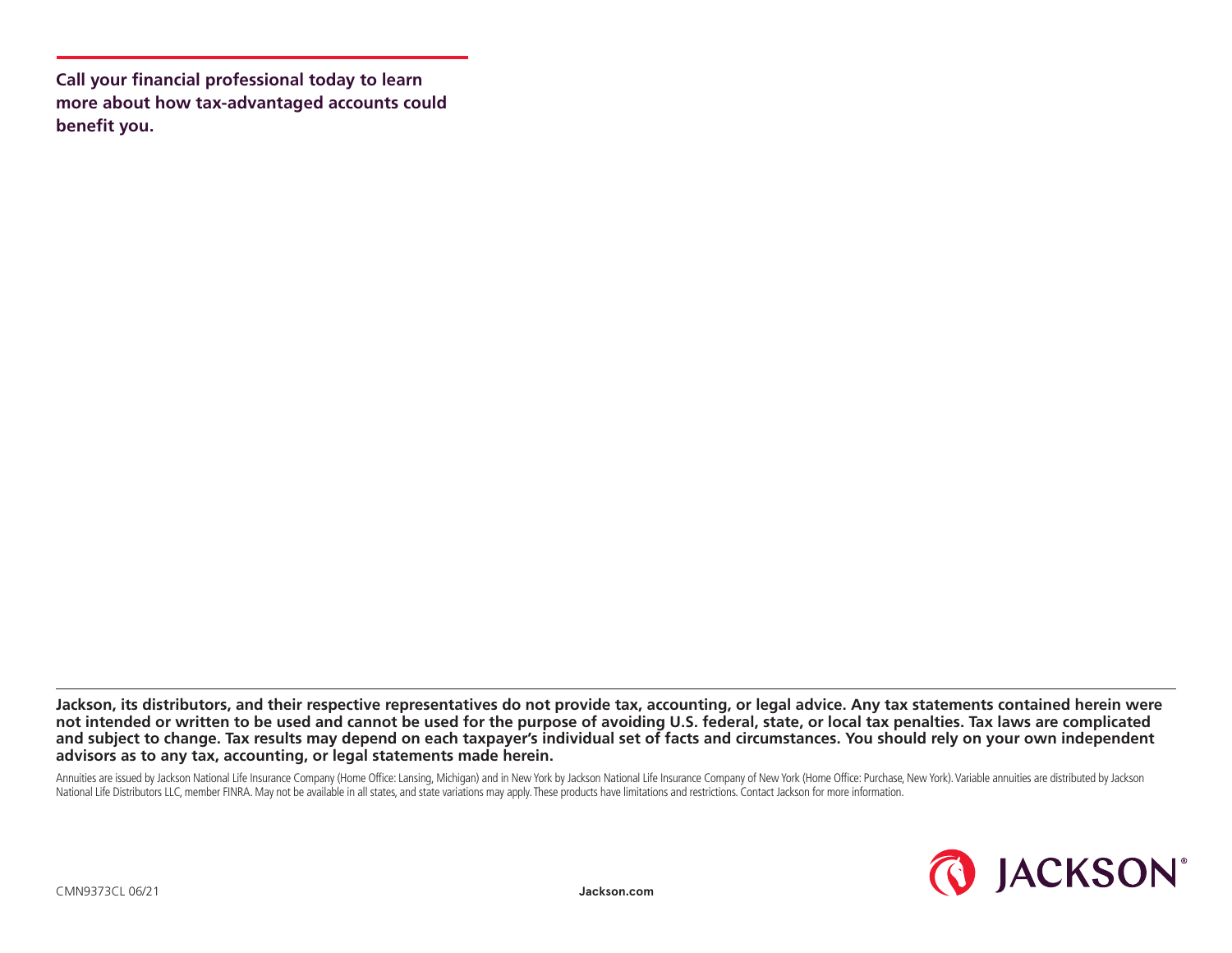**Call your financial professional today to learn more about how tax-advantaged accounts could benefit you.**

**Jackson, its distributors, and their respective representatives do not provide tax, accounting, or legal advice. Any tax statements contained herein were not intended or written to be used and cannot be used for the purpose of avoiding U.S. federal, state, or local tax penalties. Tax laws are complicated and subject to change. Tax results may depend on each taxpayer's individual set of facts and circumstances. You should rely on your own independent advisors as to any tax, accounting, or legal statements made herein.**

Annuities are issued by Jackson National Life Insurance Company (Home Office: Lansing, Michigan) and in New York by Jackson National Life Insurance Company of New York (Home Office: Purchase, New York). Variable annuities are distributed by Jackson National Life Distributors LLC, member FINRA. May not be available in all states, and state variations may apply. These products have limitations and restrictions. Contact Jackson for more information.

CMN9373CL 06/21

**Jackson.com**

JACKSON®